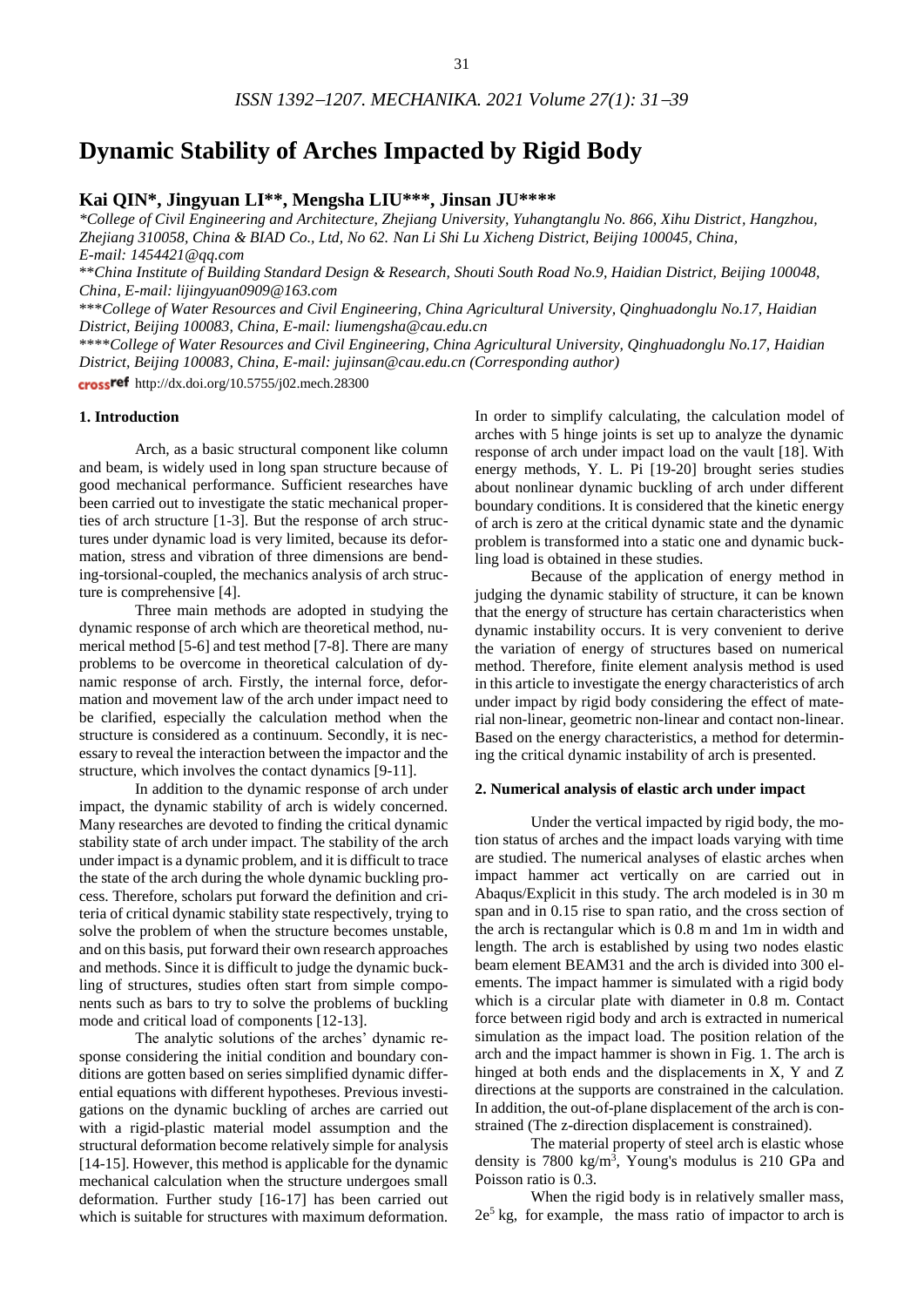# Dynamic Stability of Arches Impacted by Rigid Body

**Kai QIN*, Jingyuan LI**, Mengsha LIU***, Jinsan JU******

*\*College of Civil Engineering and Architecture, Zhejiang University, Yuhangtanglu No. 866, Xihu District, Hangzhou, Zhejiang 310058, China & BIAD Co., Ltd, No 62. Nan Li Shi Lu Xicheng District, Beijing 100045, China, E-mail: 1454421@qq.com*

*\*\*China Institute of Building Standard Design & Research, Shouti South Road No.9, Haidian District, Beijing 100048, China, E-mail: lijingyuan0909@163.com*

*\*\*\*College of Water Resources and Civil Engineering, China Agricultural University, Qinghuadonglu No.17, Haidian District, Beijing 100083, China, E-mail: liumengsha@cau.edu.cn*

*\*\*\*\*College of Water Resources and Civil Engineering, China Agricultural University, Qinghuadonglu No.17, Haidian District, Beijing 100083, China, E-mail: jujinsan@cau.edu.cn (Corresponding author)*

crossref http://dx.doi.org/10.5755/j02.mech.28300

## 1. Introduction

Arch, as a basic structural component like column and beam, is widely used in long span structure because of good mechanical performance. Sufficient researches have been carried out to investigate the static mechanical properties of arch structure [1-3]. But the response of arch structures under dynamic load is very limited, because its deformation, stress and vibration of three dimensions are bending-torsional-coupled, the mechanics analysis of arch structure is comprehensive [4].

Three main methods are adopted in studying the dynamic response of arch which are theoretical method, numerical method [5-6] and test method [7-8]. There are many problems to be overcome in theoretical calculation of dynamic response of arch. Firstly, the internal force, deformation and movement law of the arch under impact need to be clarified, especially the calculation method when the structure is considered as a continuum. Secondly, it is necessary to reveal the interaction between the impactor and the structure, which involves the contact dynamics [9-11].

In addition to the dynamic response of arch under impact, the dynamic stability of arch is widely concerned. Many researches are devoted to finding the critical dynamic stability state of arch under impact. The stability of the arch under impact is a dynamic problem, and it is difficult to trace the state of the arch during the whole dynamic buckling process. Therefore, scholars put forward the definition and criteria of critical dynamic stability state respectively, trying to solve the problem of when the structure becomes unstable, and on this basis, put forward their own research approaches and methods. Since it is difficult to judge the dynamic buckling of structures, studies often start from simple components such as bars to try to solve the problems of buckling mode and critical load of components [12-13].

The analytic solutions of the arches' dynamic response considering the initial condition and boundary conditions are gotten based on series simplified dynamic differential equations with different hypotheses. Previous investigations on the dynamic buckling of arches are carried out with a rigid-plastic material model assumption and the structural deformation become relatively simple for analysis [14-15]. However, this method is applicable for the dynamic mechanical calculation when the structure undergoes small deformation. Further study [16-17] has been carried out which is suitable for structures with maximum deformation. In order to simplify calculating, the calculation model of arches with 5 hinge joints is set up to analyze the dynamic response of arch under impact load on the vault [18]. With energy methods, Y. L. Pi [19-20] brought series studies about nonlinear dynamic buckling of arch under different boundary conditions. It is considered that the kinetic energy of arch is zero at the critical dynamic state and the dynamic problem is transformed into a static one and dynamic buckling load is obtained in these studies.

Because of the application of energy method in judging the dynamic stability of structure, it can be known that the energy of structure has certain characteristics when dynamic instability occurs. It is very convenient to derive the variation of energy of structures based on numerical method. Therefore, finite element analysis method is used in this article to investigate the energy characteristics of arch under impact by rigid body considering the effect of material non-linear, geometric non-linear and contact non-linear. Based on the energy characteristics, a method for determining the critical dynamic instability of arch is presented.

## 2. Numerical analysis of elastic arch under impact

Under the vertical impacted by rigid body, the motion status of arches and the impact loads varying with time are studied. The numerical analyses of elastic arches when impact hammer act vertically on are carried out in Abaqus/Explicit in this study. The arch modeled is in 30 m span and in 0.15 rise to span ratio, and the cross section of the arch is rectangular which is 0.8 m and 1m in width and length. The arch is established by using two nodes elastic beam element BEAM31 and the arch is divided into 300 elements. The impact hammer is simulated with a rigid body which is a circular plate with diameter in 0.8 m. Contact force between rigid body and arch is extracted in numerical simulation as the impact load. The position relation of the arch and the impact hammer is shown in Fig. 1. The arch is hinged at both ends and the displacements in X, Y and Z directions at the supports are constrained in the calculation. In addition, the out-of-plane displacement of the arch is constrained (The z-direction displacement is constrained).

The material property of steel arch is elastic whose density is 7800 kg/m$^3$, Young's modulus is 210 GPa and Poisson ratio is 0.3.

When the rigid body is in relatively smaller mass, $2e^5$ kg, for example, the mass ratio of impactor to arch is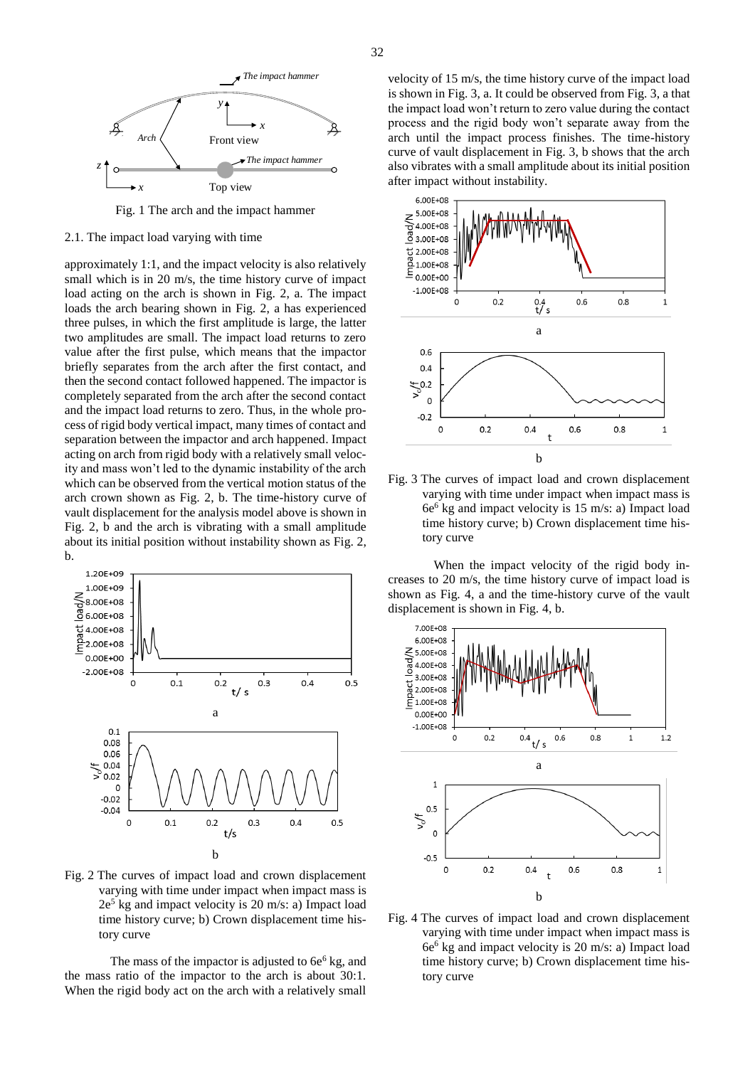Fig. 1 The arch and the impact hammer

2.1. The impact load varying with time

approximately 1:1, and the impact velocity is also relatively small which is in 20 m/s, the time history curve of impact load acting on the arch is shown in Fig. 2, a. The impact loads the arch bearing shown in Fig. 2, a has experienced three pulses, in which the first amplitude is large, the latter two amplitudes are small. The impact load returns to zero value after the first pulse, which means that the impactor briefly separates from the arch after the first contact, and then the second contact followed happened. The impactor is completely separated from the arch after the second contact and the impact load returns to zero. Thus, in the whole process of rigid body vertical impact, many times of contact and separation between the impactor and arch happened. Impact acting on arch from rigid body with a relatively small velocity and mass won't led to the dynamic instability of the arch which can be observed from the vertical motion status of the arch crown shown as Fig. 2, b. The time-history curve of vault displacement for the analysis model above is shown in Fig. 2, b and the arch is vibrating with a small amplitude about its initial position without instability shown as Fig. 2, b.

Fig. 2 The curves of impact load and crown displacement varying with time under impact when impact mass is $2e^5$ kg and impact velocity is 20 m/s: a) Impact load time history curve; b) Crown displacement time history curve

The mass of the impactor is adjusted to $6e^6$ kg, and the mass ratio of the impactor to the arch is about 30:1. When the rigid body act on the arch with a relatively small velocity of 15 m/s, the time history curve of the impact load is shown in Fig. 3, a. It could be observed from Fig. 3, a that the impact load won't return to zero value during the contact process and the rigid body won't separate away from the arch until the impact process finishes. The time-history curve of vault displacement in Fig. 3, b shows that the arch also vibrates with a small amplitude about its initial position after impact without instability.

Fig. 3 The curves of impact load and crown displacement varying with time under impact when impact mass is $6e^6$ kg and impact velocity is 15 m/s: a) Impact load time history curve; b) Crown displacement time history curve

When the impact velocity of the rigid body increases to 20 m/s, the time history curve of impact load is shown as Fig. 4, a and the time-history curve of the vault displacement is shown in Fig. 4, b.

Fig. 4 The curves of impact load and crown displacement varying with time under impact when impact mass is $6e^6$ kg and impact velocity is 20 m/s: a) Impact load time history curve; b) Crown displacement time history curve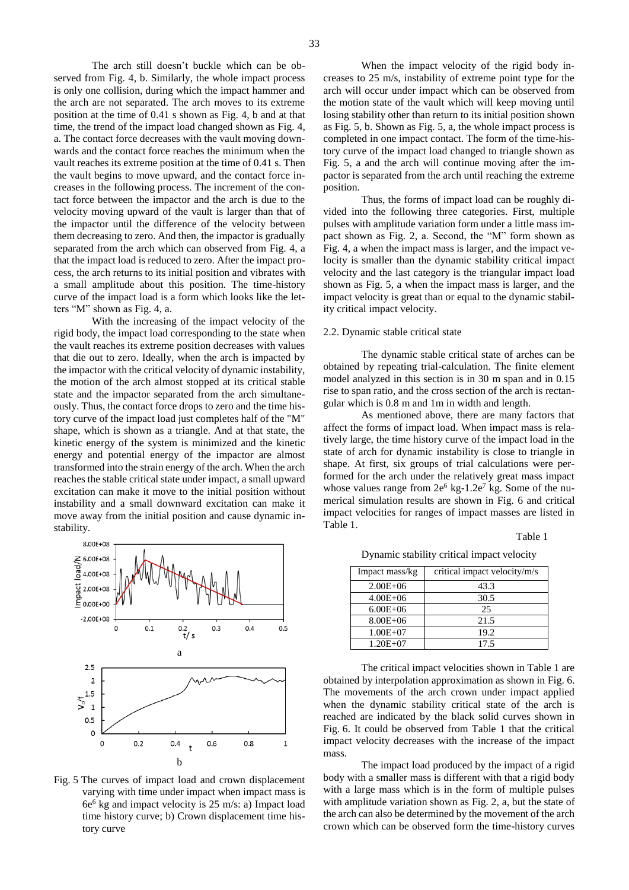The arch still doesn't buckle which can be observed from Fig. 4, b. Similarly, the whole impact process is only one collision, during which the impact hammer and the arch are not separated. The arch moves to its extreme position at the time of 0.41 s shown as Fig. 4, b and at that time, the trend of the impact load changed shown as Fig. 4, a. The contact force decreases with the vault moving downwards and the contact force reaches the minimum when the vault reaches its extreme position at the time of 0.41 s. Then the vault begins to move upward, and the contact force increases in the following process. The increment of the contact force between the impactor and the arch is due to the velocity moving upward of the vault is larger than that of the impactor until the difference of the velocity between them decreasing to zero. And then, the impactor is gradually separated from the arch which can observed from Fig. 4, a that the impact load is reduced to zero. After the impact process, the arch returns to its initial position and vibrates with a small amplitude about this position. The time-history curve of the impact load is a form which looks like the letters "M" shown as Fig. 4, a.

With the increasing of the impact velocity of the rigid body, the impact load corresponding to the state when the vault reaches its extreme position decreases with values that die out to zero. Ideally, when the arch is impacted by the impactor with the critical velocity of dynamic instability, the motion of the arch almost stopped at its critical stable state and the impactor separated from the arch simultaneously. Thus, the contact force drops to zero and the time history curve of the impact load just completes half of the "M" shape, which is shown as a triangle. And at that state, the kinetic energy of the system is minimized and the kinetic energy and potential energy of the impactor are almost transformed into the strain energy of the arch. When the arch reaches the stable critical state under impact, a small upward excitation can make it move to the initial position without instability and a small downward excitation can make it move away from the initial position and cause dynamic instability.

Fig. 5 The curves of impact load and crown displacement varying with time under impact when impact mass is $6e^6$ kg and impact velocity is 25 m/s: a) Impact load time history curve; b) Crown displacement time history curve

When the impact velocity of the rigid body increases to 25 m/s, instability of extreme point type for the arch will occur under impact which can be observed from the motion state of the vault which will keep moving until losing stability other than return to its initial position shown as Fig. 5, b. Shown as Fig. 5, a, the whole impact process is completed in one impact contact. The form of the time-history curve of the impact load changed to triangle shown as Fig. 5, a and the arch will continue moving after the impactor is separated from the arch until reaching the extreme position.

Thus, the forms of impact load can be roughly divided into the following three categories. First, multiple pulses with amplitude variation form under a little mass impact shown as Fig. 2, a. Second, the "M" form shown as Fig. 4, a when the impact mass is larger, and the impact velocity is smaller than the dynamic stability critical impact velocity and the last category is the triangular impact load shown as Fig. 5, a when the impact mass is larger, and the impact velocity is great than or equal to the dynamic stability critical impact velocity.

## 2.2. Dynamic stable critical state

The dynamic stable critical state of arches can be obtained by repeating trial-calculation. The finite element model analyzed in this section is in 30 m span and in 0.15 rise to span ratio, and the cross section of the arch is rectangular which is 0.8 m and 1m in width and length.

As mentioned above, there are many factors that affect the forms of impact load. When impact mass is relatively large, the time history curve of the impact load in the state of arch for dynamic instability is close to triangle in shape. At first, six groups of trial calculations were performed for the arch under the relatively great mass impact whose values range from $2e^6$ kg-$1.2e^7$ kg. Some of the numerical simulation results are shown in Fig. 6 and critical impact velocities for ranges of impact masses are listed in Table 1.

Table 1

Dynamic stability critical impact velocity

| Impact mass/kg | critical impact velocity/m/s |
|---|---|
| 2.00E+06 | 43.3 |
| 4.00E+06 | 30.5 |
| 6.00E+06 | 25 |
| 8.00E+06 | 21.5 |
| 1.00E+07 | 19.2 |
| 1.20E+07 | 17.5 |

The critical impact velocities shown in Table 1 are obtained by interpolation approximation as shown in Fig. 6. The movements of the arch crown under impact applied when the dynamic stability critical state of the arch is reached are indicated by the black solid curves shown in Fig. 6. It could be observed from Table 1 that the critical impact velocity decreases with the increase of the impact mass.

The impact load produced by the impact of a rigid body with a smaller mass is different with that a rigid body with a large mass which is in the form of multiple pulses with amplitude variation shown as Fig. 2, a, but the state of the arch can also be determined by the movement of the arch crown which can be observed form the time-history curves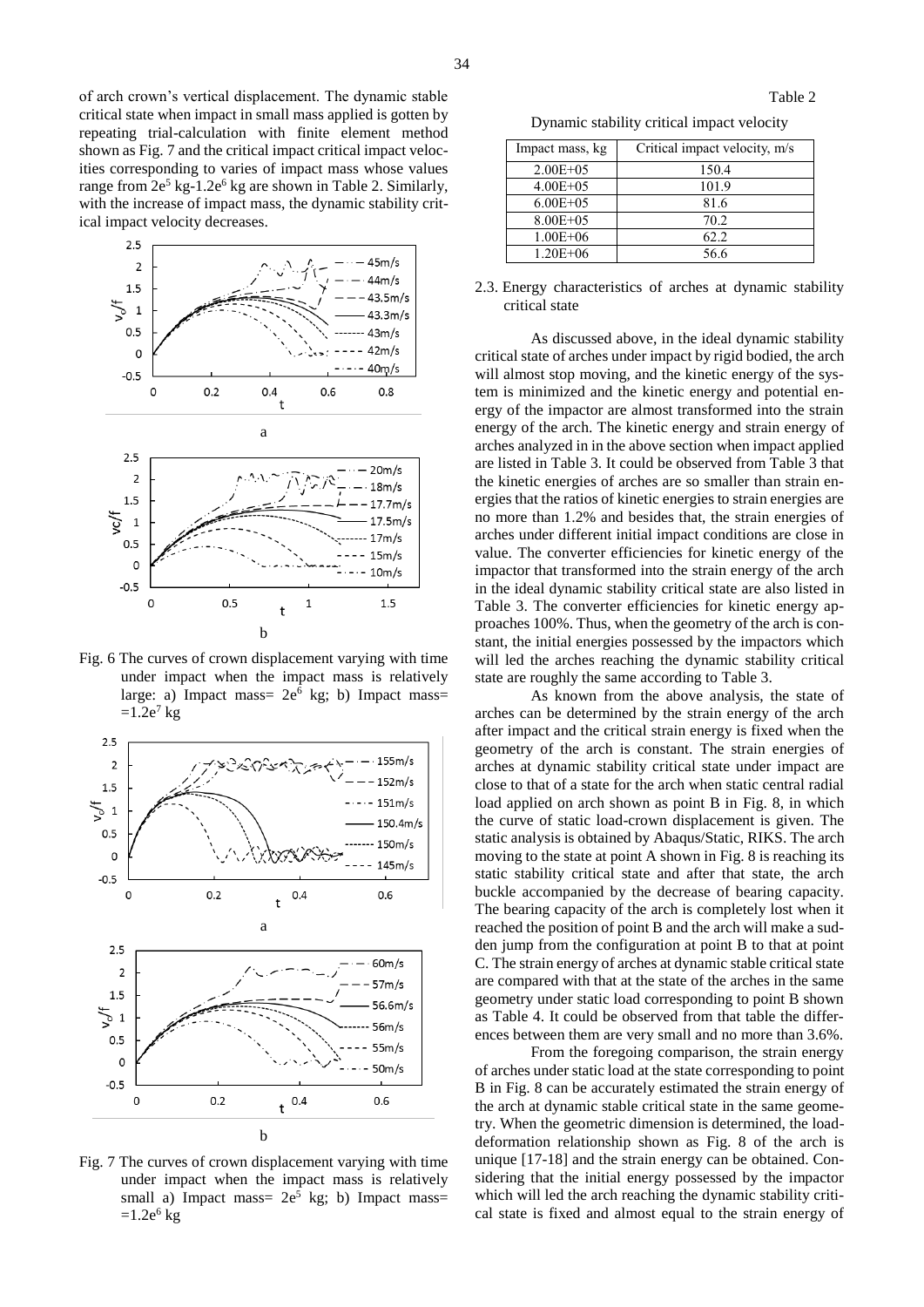of arch crown's vertical displacement. The dynamic stable critical state when impact in small mass applied is gotten by repeating trial-calculation with finite element method shown as Fig. 7 and the critical impact critical impact velocities corresponding to varies of impact mass whose values range from $2e^5$ kg-$1.2e^6$ kg are shown in Table 2. Similarly, with the increase of impact mass, the dynamic stability critical impact velocity decreases.

Fig. 6 The curves of crown displacement varying with time under impact when the impact mass is relatively large: a) Impact mass= $2e^6$ kg; b) Impact mass= $=1.2e^7$ kg

Fig. 7 The curves of crown displacement varying with time under impact when the impact mass is relatively small a) Impact mass= $2e^5$ kg; b) Impact mass= $=1.2e^6$ kg

Table 2

Dynamic stability critical impact velocity

| Impact mass, kg | Critical impact velocity, m/s |
|---|---|
| 2.00E+05 | 150.4 |
| 4.00E+05 | 101.9 |
| 6.00E+05 | 81.6 |
| 8.00E+05 | 70.2 |
| 1.00E+06 | 62.2 |
| 1.20E+06 | 56.6 |

### 2.3. Energy characteristics of arches at dynamic stability critical state

As discussed above, in the ideal dynamic stability critical state of arches under impact by rigid bodied, the arch will almost stop moving, and the kinetic energy of the system is minimized and the kinetic energy and potential energy of the impactor are almost transformed into the strain energy of the arch. The kinetic energy and strain energy of arches analyzed in in the above section when impact applied are listed in Table 3. It could be observed from Table 3 that the kinetic energies of arches are so smaller than strain energies that the ratios of kinetic energies to strain energies are no more than 1.2% and besides that, the strain energies of arches under different initial impact conditions are close in value. The converter efficiencies for kinetic energy of the impactor that transformed into the strain energy of the arch in the ideal dynamic stability critical state are also listed in Table 3. The converter efficiencies for kinetic energy approaches 100%. Thus, when the geometry of the arch is constant, the initial energies possessed by the impactors which will led the arches reaching the dynamic stability critical state are roughly the same according to Table 3.

As known from the above analysis, the state of arches can be determined by the strain energy of the arch after impact and the critical strain energy is fixed when the geometry of the arch is constant. The strain energies of arches at dynamic stability critical state under impact are close to that of a state for the arch when static central radial load applied on arch shown as point B in Fig. 8, in which the curve of static load-crown displacement is given. The static analysis is obtained by Abaqus/Static, RIKS. The arch moving to the state at point A shown in Fig. 8 is reaching its static stability critical state and after that state, the arch buckle accompanied by the decrease of bearing capacity. The bearing capacity of the arch is completely lost when it reached the position of point B and the arch will make a sudden jump from the configuration at point B to that at point C. The strain energy of arches at dynamic stable critical state are compared with that at the state of the arches in the same geometry under static load corresponding to point B shown as Table 4. It could be observed from that table the differences between them are very small and no more than 3.6%.

From the foregoing comparison, the strain energy of arches under static load at the state corresponding to point B in Fig. 8 can be accurately estimated the strain energy of the arch at dynamic stable critical state in the same geometry. When the geometric dimension is determined, the load-deformation relationship shown as Fig. 8 of the arch is unique [17-18] and the strain energy can be obtained. Considering that the initial energy possessed by the impactor which will led the arch reaching the dynamic stability critical state is fixed and almost equal to the strain energy of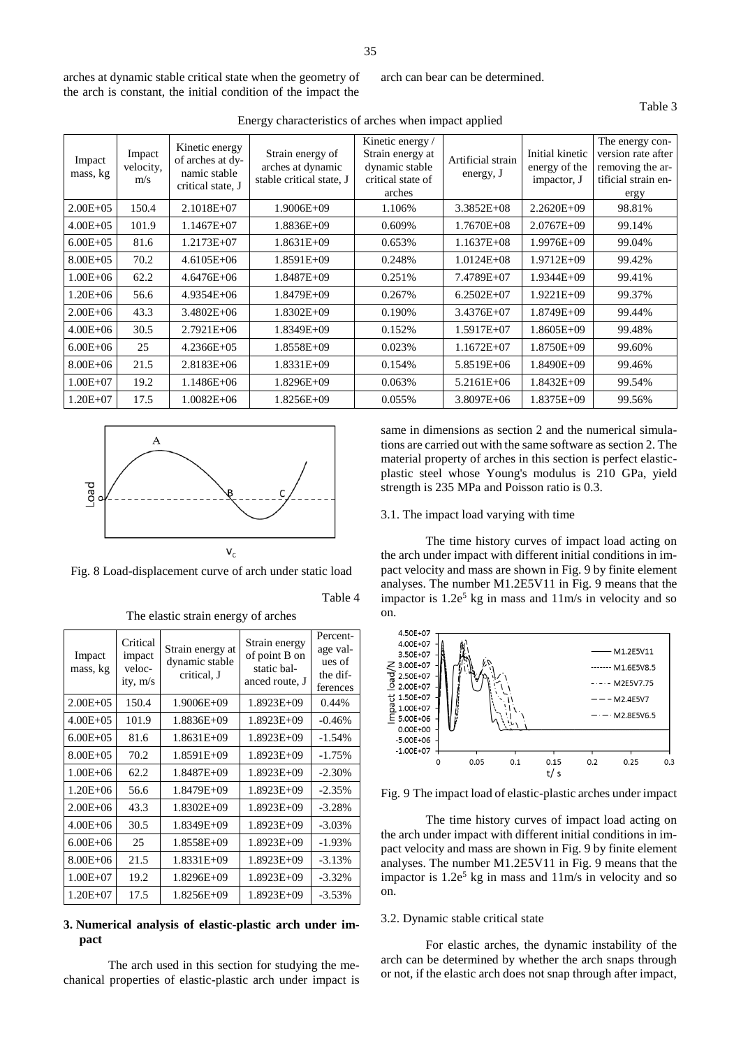arches at dynamic stable critical state when the geometry of the arch is constant, the initial condition of the impact the arch can bear can be determined.

Table 3

Energy characteristics of arches when impact applied

| Impact mass, kg | Impact velocity, m/s | Kinetic energy of arches at dynamic stable critical state, J | Strain energy of arches at dynamic stable critical state, J | Kinetic energy / Strain energy at dynamic stable critical state of arches | Artificial strain energy, J | Initial kinetic energy of the impactor, J | The energy conversion rate after removing the artificial strain energy |
|---|---|---|---|---|---|---|---|
| 2.00E+05 | 150.4 | 2.1018E+07 | 1.9006E+09 | 1.106% | 3.3852E+08 | 2.2620E+09 | 98.81% |
| 4.00E+05 | 101.9 | 1.1467E+07 | 1.8836E+09 | 0.609% | 1.7670E+08 | 2.0767E+09 | 99.14% |
| 6.00E+05 | 81.6 | 1.2173E+07 | 1.8631E+09 | 0.653% | 1.1637E+08 | 1.9976E+09 | 99.04% |
| 8.00E+05 | 70.2 | 4.6105E+06 | 1.8591E+09 | 0.248% | 1.0124E+08 | 1.9712E+09 | 99.42% |
| 1.00E+06 | 62.2 | 4.6476E+06 | 1.8487E+09 | 0.251% | 7.4789E+07 | 1.9344E+09 | 99.41% |
| 1.20E+06 | 56.6 | 4.9354E+06 | 1.8479E+09 | 0.267% | 6.2502E+07 | 1.9221E+09 | 99.37% |
| 2.00E+06 | 43.3 | 3.4802E+06 | 1.8302E+09 | 0.190% | 3.4376E+07 | 1.8749E+09 | 99.44% |
| 4.00E+06 | 30.5 | 2.7921E+06 | 1.8349E+09 | 0.152% | 1.5917E+07 | 1.8605E+09 | 99.48% |
| 6.00E+06 | 25 | 4.2366E+05 | 1.8558E+09 | 0.023% | 1.1672E+07 | 1.8750E+09 | 99.60% |
| 8.00E+06 | 21.5 | 2.8183E+06 | 1.8331E+09 | 0.154% | 5.8519E+06 | 1.8490E+09 | 99.46% |
| 1.00E+07 | 19.2 | 1.1486E+06 | 1.8296E+09 | 0.063% | 5.2161E+06 | 1.8432E+09 | 99.54% |
| 1.20E+07 | 17.5 | 1.0082E+06 | 1.8256E+09 | 0.055% | 3.8097E+06 | 1.8375E+09 | 99.56% |

Fig. 8 Load-displacement curve of arch under static load

Table 4

The elastic strain energy of arches

| Impact mass, kg | Critical impact velocity, m/s | Strain energy at dynamic stable critical, J | Strain energy of point B on static balanced route, J | Percentage values of the differences |
|---|---|---|---|---|
| 2.00E+05 | 150.4 | 1.9006E+09 | 1.8923E+09 | 0.44% |
| 4.00E+05 | 101.9 | 1.8836E+09 | 1.8923E+09 | -0.46% |
| 6.00E+05 | 81.6 | 1.8631E+09 | 1.8923E+09 | -1.54% |
| 8.00E+05 | 70.2 | 1.8591E+09 | 1.8923E+09 | -1.75% |
| 1.00E+06 | 62.2 | 1.8487E+09 | 1.8923E+09 | -2.30% |
| 1.20E+06 | 56.6 | 1.8479E+09 | 1.8923E+09 | -2.35% |
| 2.00E+06 | 43.3 | 1.8302E+09 | 1.8923E+09 | -3.28% |
| 4.00E+06 | 30.5 | 1.8349E+09 | 1.8923E+09 | -3.03% |
| 6.00E+06 | 25 | 1.8558E+09 | 1.8923E+09 | -1.93% |
| 8.00E+06 | 21.5 | 1.8331E+09 | 1.8923E+09 | -3.13% |
| 1.00E+07 | 19.2 | 1.8296E+09 | 1.8923E+09 | -3.32% |
| 1.20E+07 | 17.5 | 1.8256E+09 | 1.8923E+09 | -3.53% |

## 3. Numerical analysis of elastic-plastic arch under impact

The arch used in this section for studying the mechanical properties of elastic-plastic arch under impact is same in dimensions as section 2 and the numerical simulations are carried out with the same software as section 2. The material property of arches in this section is perfect elastic-plastic steel whose Young's modulus is 210 GPa, yield strength is 235 MPa and Poisson ratio is 0.3.

### 3.1. The impact load varying with time

The time history curves of impact load acting on the arch under impact with different initial conditions in impact velocity and mass are shown in Fig. 9 by finite element analyses. The number M1.2E5V11 in Fig. 9 means that the impactor is $1.2e^5$ kg in mass and 11m/s in velocity and so on.

Fig. 9 The impact load of elastic-plastic arches under impact

The time history curves of impact load acting on the arch under impact with different initial conditions in impact velocity and mass are shown in Fig. 9 by finite element analyses. The number M1.2E5V11 in Fig. 9 means that the impactor is $1.2e^5$ kg in mass and 11m/s in velocity and so on.

### 3.2. Dynamic stable critical state

For elastic arches, the dynamic instability of the arch can be determined by whether the arch snaps through or not, if the elastic arch does not snap through after impact,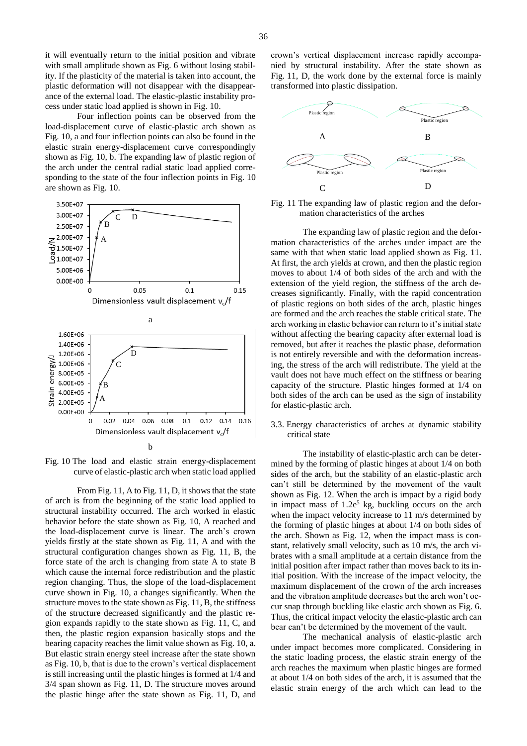it will eventually return to the initial position and vibrate with small amplitude shown as Fig. 6 without losing stability. If the plasticity of the material is taken into account, the plastic deformation will not disappear with the disappearance of the external load. The elastic-plastic instability process under static load applied is shown in Fig. 10.

Four inflection points can be observed from the load-displacement curve of elastic-plastic arch shown as Fig. 10, a and four inflection points can also be found in the elastic strain energy-displacement curve correspondingly shown as Fig. 10, b. The expanding law of plastic region of the arch under the central radial static load applied corresponding to the state of the four inflection points in Fig. 10 are shown as Fig. 10.

Fig. 10 The load and elastic strain energy-displacement curve of elastic-plastic arch when static load applied

From Fig. 11, A to Fig. 11, D, it shows that the state of arch is from the beginning of the static load applied to structural instability occurred. The arch worked in elastic behavior before the state shown as Fig. 10, A reached and the load-displacement curve is linear. The arch's crown yields firstly at the state shown as Fig. 11, A and with the structural configuration changes shown as Fig. 11, B, the force state of the arch is changing from state A to state B which cause the internal force redistribution and the plastic region changing. Thus, the slope of the load-displacement curve shown in Fig. 10, a changes significantly. When the structure moves to the state shown as Fig. 11, B, the stiffness of the structure decreased significantly and the plastic region expands rapidly to the state shown as Fig. 11, C, and then, the plastic region expansion basically stops and the bearing capacity reaches the limit value shown as Fig. 10, a. But elastic strain energy steel increase after the state shown as Fig. 10, b, that is due to the crown's vertical displacement is still increasing until the plastic hinges is formed at 1/4 and 3/4 span shown as Fig. 11, D. The structure moves around the plastic hinge after the state shown as Fig. 11, D, and crown's vertical displacement increase rapidly accompanied by structural instability. After the state shown as Fig. 11, D, the work done by the external force is mainly transformed into plastic dissipation.

Fig. 11 The expanding law of plastic region and the deformation characteristics of the arches

The expanding law of plastic region and the deformation characteristics of the arches under impact are the same with that when static load applied shown as Fig. 11. At first, the arch yields at crown, and then the plastic region moves to about 1/4 of both sides of the arch and with the extension of the yield region, the stiffness of the arch decreases significantly. Finally, with the rapid concentration of plastic regions on both sides of the arch, plastic hinges are formed and the arch reaches the stable critical state. The arch working in elastic behavior can return to it's initial state without affecting the bearing capacity after external load is removed, but after it reaches the plastic phase, deformation is not entirely reversible and with the deformation increasing, the stress of the arch will redistribute. The yield at the vault does not have much effect on the stiffness or bearing capacity of the structure. Plastic hinges formed at 1/4 on both sides of the arch can be used as the sign of instability for elastic-plastic arch.

### 3.3. Energy characteristics of arches at dynamic stability critical state

The instability of elastic-plastic arch can be determined by the forming of plastic hinges at about 1/4 on both sides of the arch, but the stability of an elastic-plastic arch can't still be determined by the movement of the vault shown as Fig. 12. When the arch is impact by a rigid body in impact mass of $1.2e^5$ kg, buckling occurs on the arch when the impact velocity increase to 11 m/s determined by the forming of plastic hinges at about 1/4 on both sides of the arch. Shown as Fig. 12, when the impact mass is constant, relatively small velocity, such as 10 m/s, the arch vibrates with a small amplitude at a certain distance from the initial position after impact rather than moves back to its initial position. With the increase of the impact velocity, the maximum displacement of the crown of the arch increases and the vibration amplitude decreases but the arch won't occur snap through buckling like elastic arch shown as Fig. 6. Thus, the critical impact velocity the elastic-plastic arch can bear can't be determined by the movement of the vault.

The mechanical analysis of elastic-plastic arch under impact becomes more complicated. Considering in the static loading process, the elastic strain energy of the arch reaches the maximum when plastic hinges are formed at about 1/4 on both sides of the arch, it is assumed that the elastic strain energy of the arch which can lead to the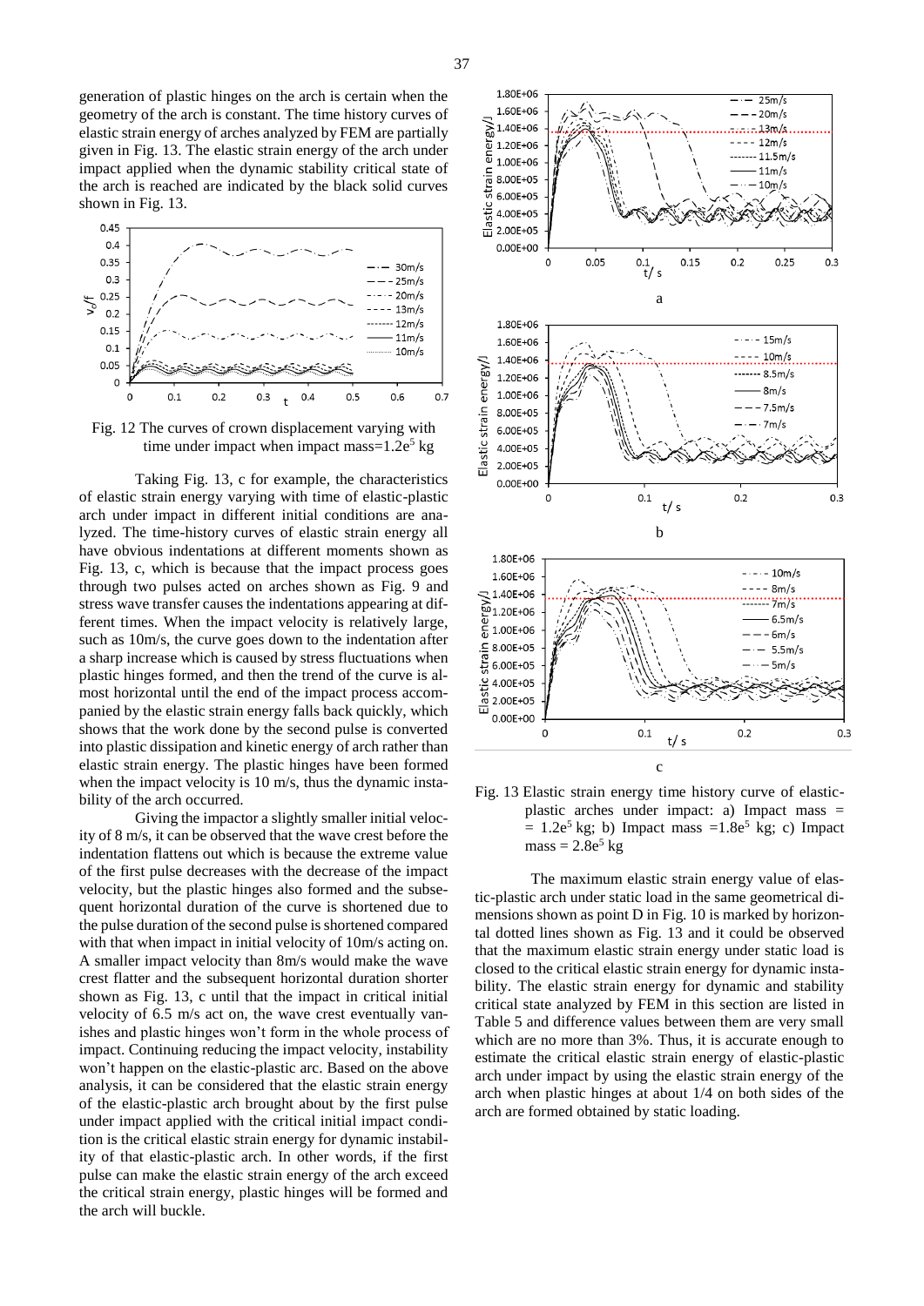generation of plastic hinges on the arch is certain when the geometry of the arch is constant. The time history curves of elastic strain energy of arches analyzed by FEM are partially given in Fig. 13. The elastic strain energy of the arch under impact applied when the dynamic stability critical state of the arch is reached are indicated by the black solid curves shown in Fig. 13.

Fig. 12 The curves of crown displacement varying with time under impact when impact mass=$1.2e^5$ kg

Taking Fig. 13, c for example, the characteristics of elastic strain energy varying with time of elastic-plastic arch under impact in different initial conditions are analyzed. The time-history curves of elastic strain energy all have obvious indentations at different moments shown as Fig. 13, c, which is because that the impact process goes through two pulses acted on arches shown as Fig. 9 and stress wave transfer causes the indentations appearing at different times. When the impact velocity is relatively large, such as 10m/s, the curve goes down to the indentation after a sharp increase which is caused by stress fluctuations when plastic hinges formed, and then the trend of the curve is almost horizontal until the end of the impact process accompanied by the elastic strain energy falls back quickly, which shows that the work done by the second pulse is converted into plastic dissipation and kinetic energy of arch rather than elastic strain energy. The plastic hinges have been formed when the impact velocity is 10 m/s, thus the dynamic instability of the arch occurred.

Giving the impactor a slightly smaller initial velocity of 8 m/s, it can be observed that the wave crest before the indentation flattens out which is because the extreme value of the first pulse decreases with the decrease of the impact velocity, but the plastic hinges also formed and the subsequent horizontal duration of the curve is shortened due to the pulse duration of the second pulse is shortened compared with that when impact in initial velocity of 10m/s acting on. A smaller impact velocity than 8m/s would make the wave crest flatter and the subsequent horizontal duration shorter shown as Fig. 13, c until that the impact in critical initial velocity of 6.5 m/s act on, the wave crest eventually vanishes and plastic hinges won't form in the whole process of impact. Continuing reducing the impact velocity, instability won't happen on the elastic-plastic arc. Based on the above analysis, it can be considered that the elastic strain energy of the elastic-plastic arch brought about by the first pulse under impact applied with the critical initial impact condition is the critical elastic strain energy for dynamic instability of that elastic-plastic arch. In other words, if the first pulse can make the elastic strain energy of the arch exceed the critical strain energy, plastic hinges will be formed and the arch will buckle.

Fig. 13 Elastic strain energy time history curve of elastic-plastic arches under impact: a) Impact mass = $= 1.2e^5$ kg; b) Impact mass $=1.8e^5$ kg; c) Impact mass = $2.8e^5$ kg

The maximum elastic strain energy value of elastic-plastic arch under static load in the same geometrical dimensions shown as point D in Fig. 10 is marked by horizontal dotted lines shown as Fig. 13 and it could be observed that the maximum elastic strain energy under static load is closed to the critical elastic strain energy for dynamic instability. The elastic strain energy for dynamic and stability critical state analyzed by FEM in this section are listed in Table 5 and difference values between them are very small which are no more than 3%. Thus, it is accurate enough to estimate the critical elastic strain energy of elastic-plastic arch under impact by using the elastic strain energy of the arch when plastic hinges at about 1/4 on both sides of the arch are formed obtained by static loading.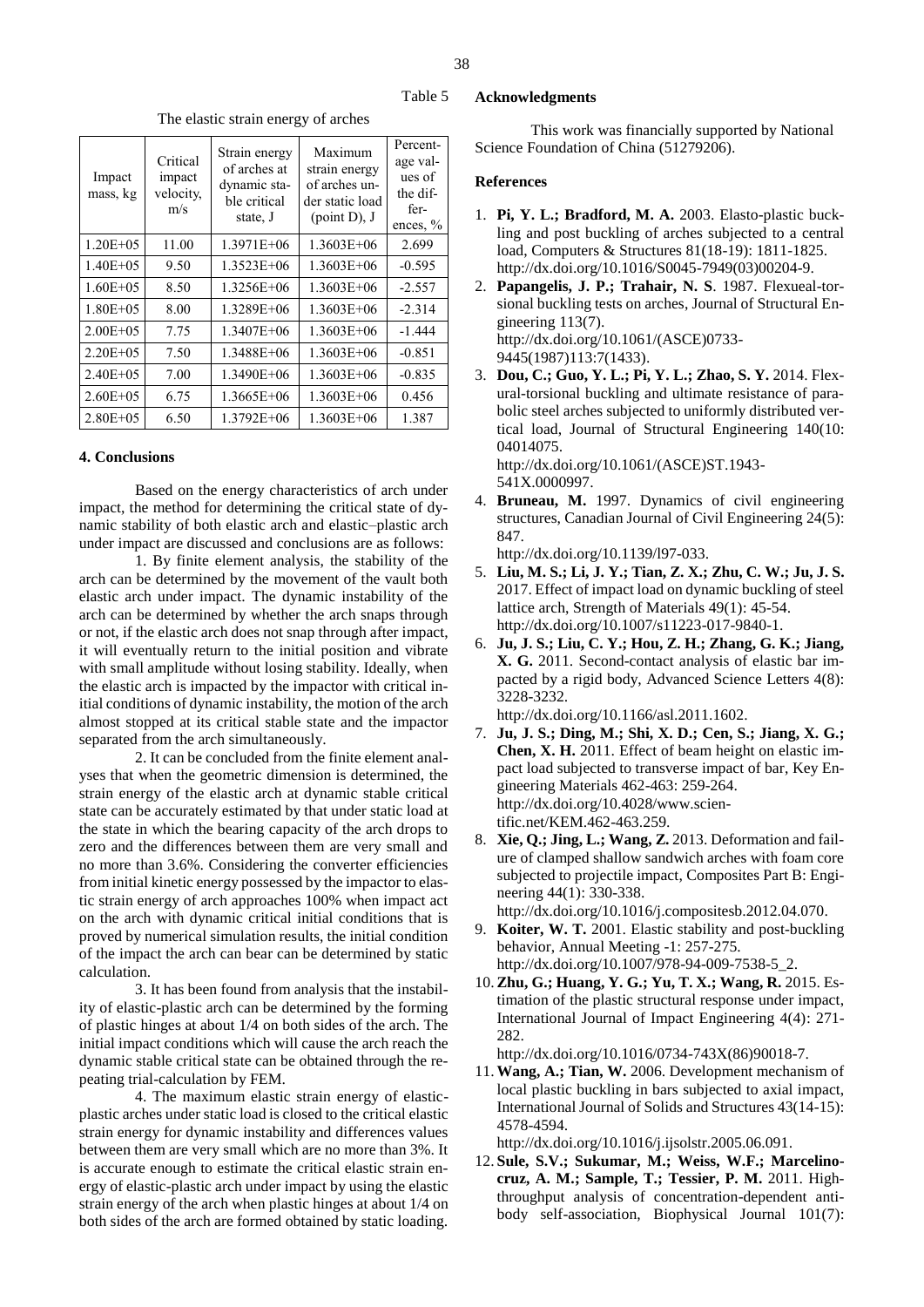Table 5

The elastic strain energy of arches

| Impact mass, kg | Critical impact velocity, m/s | Strain energy of arches at dynamic stable critical state, J | Maximum strain energy of arches under static load (point D), J | Percentage values of the differences, % |
|---|---|---|---|---|
| 1.20E+05 | 11.00 | 1.3971E+06 | 1.3603E+06 | 2.699 |
| 1.40E+05 | 9.50 | 1.3523E+06 | 1.3603E+06 | -0.595 |
| 1.60E+05 | 8.50 | 1.3256E+06 | 1.3603E+06 | -2.557 |
| 1.80E+05 | 8.00 | 1.3289E+06 | 1.3603E+06 | -2.314 |
| 2.00E+05 | 7.75 | 1.3407E+06 | 1.3603E+06 | -1.444 |
| 2.20E+05 | 7.50 | 1.3488E+06 | 1.3603E+06 | -0.851 |
| 2.40E+05 | 7.00 | 1.3490E+06 | 1.3603E+06 | -0.835 |
| 2.60E+05 | 6.75 | 1.3665E+06 | 1.3603E+06 | 0.456 |
| 2.80E+05 | 6.50 | 1.3792E+06 | 1.3603E+06 | 1.387 |

## 4. Conclusions

Based on the energy characteristics of arch under impact, the method for determining the critical state of dynamic stability of both elastic arch and elastic–plastic arch under impact are discussed and conclusions are as follows:

1. By finite element analysis, the stability of the arch can be determined by the movement of the vault both elastic arch under impact. The dynamic instability of the arch can be determined by whether the arch snaps through or not, if the elastic arch does not snap through after impact, it will eventually return to the initial position and vibrate with small amplitude without losing stability. Ideally, when the elastic arch is impacted by the impactor with critical initial conditions of dynamic instability, the motion of the arch almost stopped at its critical stable state and the impactor separated from the arch simultaneously.

2. It can be concluded from the finite element analyses that when the geometric dimension is determined, the strain energy of the elastic arch at dynamic stable critical state can be accurately estimated by that under static load at the state in which the bearing capacity of the arch drops to zero and the differences between them are very small and no more than 3.6%. Considering the converter efficiencies from initial kinetic energy possessed by the impactor to elastic strain energy of arch approaches 100% when impact act on the arch with dynamic critical initial conditions that is proved by numerical simulation results, the initial condition of the impact the arch can bear can be determined by static calculation.

3. It has been found from analysis that the instability of elastic-plastic arch can be determined by the forming of plastic hinges at about 1/4 on both sides of the arch. The initial impact conditions which will cause the arch reach the dynamic stable critical state can be obtained through the repeating trial-calculation by FEM.

4. The maximum elastic strain energy of elastic-plastic arches under static load is closed to the critical elastic strain energy for dynamic instability and differences values between them are very small which are no more than 3%. It is accurate enough to estimate the critical elastic strain energy of elastic-plastic arch under impact by using the elastic strain energy of the arch when plastic hinges at about 1/4 on both sides of the arch are formed obtained by static loading.

## Acknowledgments

This work was financially supported by National Science Foundation of China (51279206).

## References

1. **Pi, Y. L.; Bradford, M. A.** 2003. Elasto-plastic buckling and post buckling of arches subjected to a central load, Computers & Structures 81(18-19): 1811-1825. http://dx.doi.org/10.1016/S0045-7949(03)00204-9.
2. **Papangelis, J. P.; Trahair, N. S**. 1987. Flexueal-torsional buckling tests on arches, Journal of Structural Engineering 113(7). http://dx.doi.org/10.1061/(ASCE)0733-9445(1987)113:7(1433).
3. **Dou, C.; Guo, Y. L.; Pi, Y. L.; Zhao, S. Y.** 2014. Flexural-torsional buckling and ultimate resistance of parabolic steel arches subjected to uniformly distributed vertical load, Journal of Structural Engineering 140(10: 04014075. http://dx.doi.org/10.1061/(ASCE)ST.1943-541X.0000997.
4. **Bruneau, M.** 1997. Dynamics of civil engineering structures, Canadian Journal of Civil Engineering 24(5): 847. http://dx.doi.org/10.1139/l97-033.
5. **Liu, M. S.; Li, J. Y.; Tian, Z. X.; Zhu, C. W.; Ju, J. S.** 2017. Effect of impact load on dynamic buckling of steel lattice arch, Strength of Materials 49(1): 45-54. http://dx.doi.org/10.1007/s11223-017-9840-1.
6. **Ju, J. S.; Liu, C. Y.; Hou, Z. H.; Zhang, G. K.; Jiang, X. G.** 2011. Second-contact analysis of elastic bar impacted by a rigid body, Advanced Science Letters 4(8): 3228-3232. http://dx.doi.org/10.1166/asl.2011.1602.
7. **Ju, J. S.; Ding, M.; Shi, X. D.; Cen, S.; Jiang, X. G.; Chen, X. H.** 2011. Effect of beam height on elastic impact load subjected to transverse impact of bar, Key Engineering Materials 462-463: 259-264. http://dx.doi.org/10.4028/www.scientific.net/KEM.462-463.259.
8. **Xie, Q.; Jing, L.; Wang, Z.** 2013. Deformation and failure of clamped shallow sandwich arches with foam core subjected to projectile impact, Composites Part B: Engineering 44(1): 330-338. http://dx.doi.org/10.1016/j.compositesb.2012.04.070.
9. **Koiter, W. T.** 2001. Elastic stability and post-buckling behavior, Annual Meeting -1: 257-275. http://dx.doi.org/10.1007/978-94-009-7538-5_2.
10. **Zhu, G.; Huang, Y. G.; Yu, T. X.; Wang, R.** 2015. Estimation of the plastic structural response under impact, International Journal of Impact Engineering 4(4): 271-282. http://dx.doi.org/10.1016/0734-743X(86)90018-7.
11. **Wang, A.; Tian, W.** 2006. Development mechanism of local plastic buckling in bars subjected to axial impact, International Journal of Solids and Structures 43(14-15): 4578-4594. http://dx.doi.org/10.1016/j.ijsolstr.2005.06.091.
12. **Sule, S.V.; Sukumar, M.; Weiss, W.F.; Marcelino-cruz, A. M.; Sample, T.; Tessier, P. M.** 2011. High-throughput analysis of concentration-dependent antibody self-association, Biophysical Journal 101(7):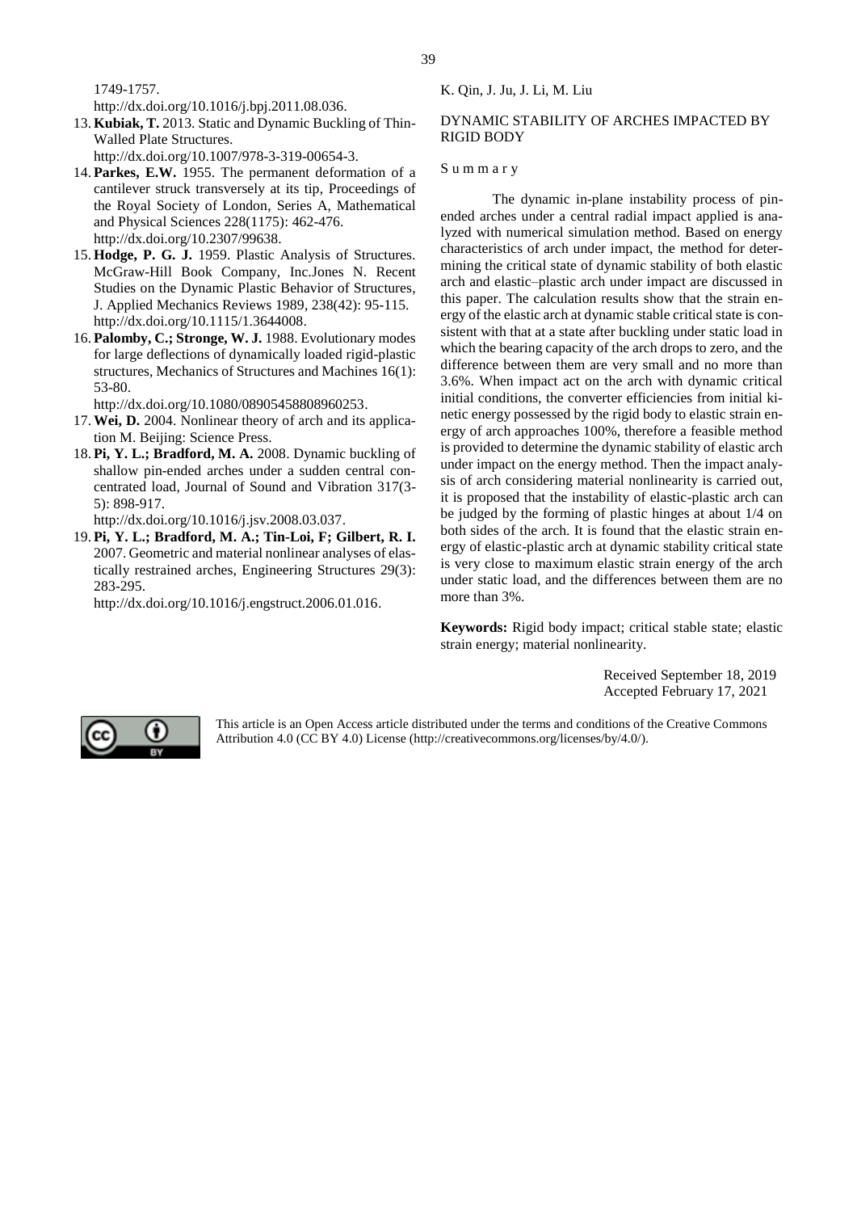1749-1757.
http://dx.doi.org/10.1016/j.bpj.2011.08.036.

13. **Kubiak, T.** 2013. Static and Dynamic Buckling of Thin-Walled Plate Structures.
http://dx.doi.org/10.1007/978-3-319-00654-3.
14. **Parkes, E.W.** 1955. The permanent deformation of a cantilever struck transversely at its tip, Proceedings of the Royal Society of London, Series A, Mathematical and Physical Sciences 228(1175): 462-476.
http://dx.doi.org/10.2307/99638.
15. **Hodge, P. G. J.** 1959. Plastic Analysis of Structures. McGraw-Hill Book Company, Inc.Jones N. Recent Studies on the Dynamic Plastic Behavior of Structures, J. Applied Mechanics Reviews 1989, 238(42): 95-115.
http://dx.doi.org/10.1115/1.3644008.
16. **Palomby, C.; Stronge, W. J.** 1988. Evolutionary modes for large deflections of dynamically loaded rigid-plastic structures, Mechanics of Structures and Machines 16(1): 53-80.
http://dx.doi.org/10.1080/08905458808960253.
17. **Wei, D.** 2004. Nonlinear theory of arch and its application M. Beijing: Science Press.
18. **Pi, Y. L.; Bradford, M. A.** 2008. Dynamic buckling of shallow pin-ended arches under a sudden central concentrated load, Journal of Sound and Vibration 317(3-5): 898-917.
http://dx.doi.org/10.1016/j.jsv.2008.03.037.
19. **Pi, Y. L.; Bradford, M. A.; Tin-Loi, F; Gilbert, R. I.** 2007. Geometric and material nonlinear analyses of elastically restrained arches, Engineering Structures 29(3): 283-295.
http://dx.doi.org/10.1016/j.engstruct.2006.01.016.

K. Qin, J. Ju, J. Li, M. Liu

DYNAMIC STABILITY OF ARCHES IMPACTED BY RIGID BODY

S u m m a r y

The dynamic in-plane instability process of pin-ended arches under a central radial impact applied is analyzed with numerical simulation method. Based on energy characteristics of arch under impact, the method for determining the critical state of dynamic stability of both elastic arch and elastic–plastic arch under impact are discussed in this paper. The calculation results show that the strain energy of the elastic arch at dynamic stable critical state is consistent with that at a state after buckling under static load in which the bearing capacity of the arch drops to zero, and the difference between them are very small and no more than 3.6%. When impact act on the arch with dynamic critical initial conditions, the converter efficiencies from initial kinetic energy possessed by the rigid body to elastic strain energy of arch approaches 100%, therefore a feasible method is provided to determine the dynamic stability of elastic arch under impact on the energy method. Then the impact analysis of arch considering material nonlinearity is carried out, it is proposed that the instability of elastic-plastic arch can be judged by the forming of plastic hinges at about 1/4 on both sides of the arch. It is found that the elastic strain energy of elastic-plastic arch at dynamic stability critical state is very close to maximum elastic strain energy of the arch under static load, and the differences between them are no more than 3%.

**Keywords:** Rigid body impact; critical stable state; elastic strain energy; material nonlinearity.

Received September 18, 2019
Accepted February 17, 2021

This article is an Open Access article distributed under the terms and conditions of the Creative Commons Attribution 4.0 (CC BY 4.0) License (http://creativecommons.org/licenses/by/4.0/).